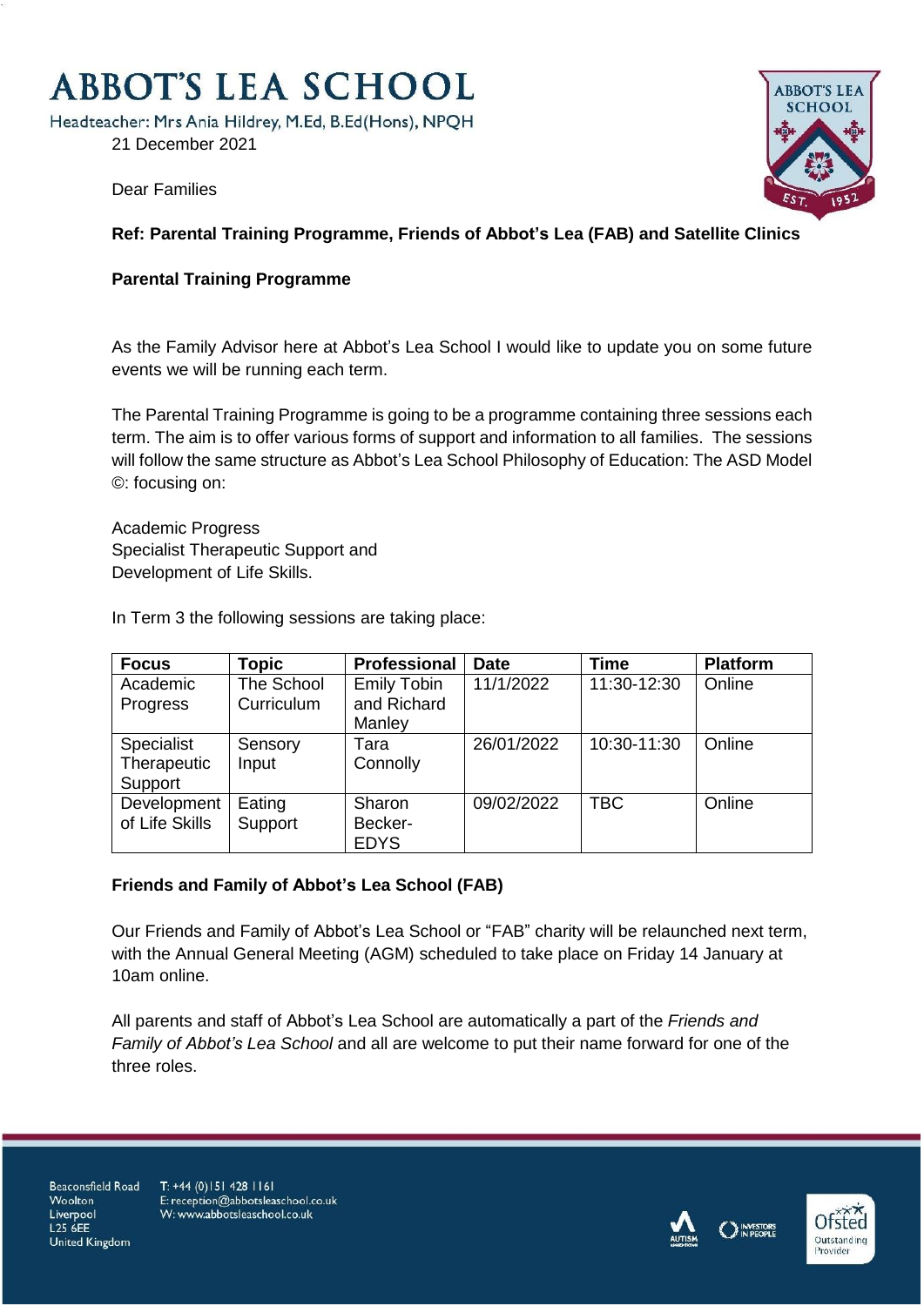# ABBOT'S LEA SCHOOL

Headteacher: Mrs Ania Hildrey, M.Ed, B.Ed(Hons), NPQH

21 December 2021

Dear Families

**Ref: Parental Training Programme, Friends of Abbot's Lea (FAB) and Satellite Clinics**

**Parental Training Programme**

As the Family Advisor here at Abbot's Lea School I would like to update you on some future events we will be running each term.

The Parental Training Programme is going to be a programme containing three sessions each term. The aim is to offer various forms of support and information to all families. The sessions will follow the same structure as Abbot's Lea School Philosophy of Education: The ASD Model ©: focusing on:

Academic Progress
Specialist Therapeutic Support and
Development of Life Skills.

In Term 3 the following sessions are taking place:

| Focus | Topic | Professional | Date | Time | Platform |
|---|---|---|---|---|---|
| Academic Progress | The School Curriculum | Emily Tobin and Richard Manley | 11/1/2022 | 11:30-12:30 | Online |
| Specialist Therapeutic Support | Sensory Input | Tara Connolly | 26/01/2022 | 10:30-11:30 | Online |
| Development of Life Skills | Eating Support | Sharon Becker-EDYS | 09/02/2022 | TBC | Online |

**Friends and Family of Abbot's Lea School (FAB)**

Our Friends and Family of Abbot's Lea School or "FAB" charity will be relaunched next term, with the Annual General Meeting (AGM) scheduled to take place on Friday 14 January at 10am online.

All parents and staff of Abbot's Lea School are automatically a part of the *Friends and Family of Abbot's Lea School* and all are welcome to put their name forward for one of the three roles.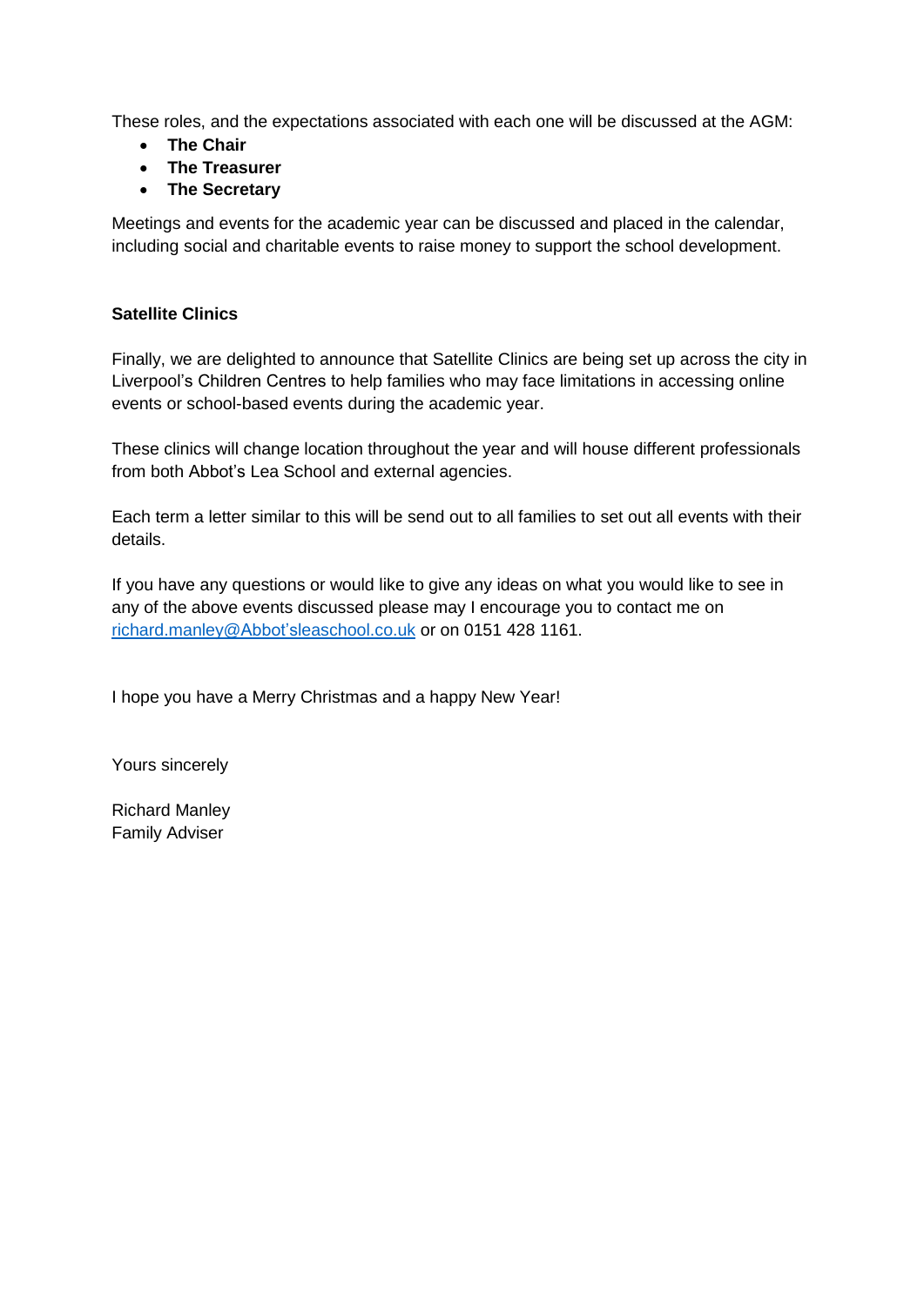These roles, and the expectations associated with each one will be discussed at the AGM:

- **The Chair**
- **The Treasurer**
- **The Secretary**

Meetings and events for the academic year can be discussed and placed in the calendar, including social and charitable events to raise money to support the school development.

**Satellite Clinics**

Finally, we are delighted to announce that Satellite Clinics are being set up across the city in Liverpool's Children Centres to help families who may face limitations in accessing online events or school-based events during the academic year.

These clinics will change location throughout the year and will house different professionals from both Abbot's Lea School and external agencies.

Each term a letter similar to this will be send out to all families to set out all events with their details.

If you have any questions or would like to give any ideas on what you would like to see in any of the above events discussed please may I encourage you to contact me on richard.manley@Abbot'sleaschool.co.uk or on 0151 428 1161.

I hope you have a Merry Christmas and a happy New Year!

Yours sincerely

Richard Manley
Family Adviser